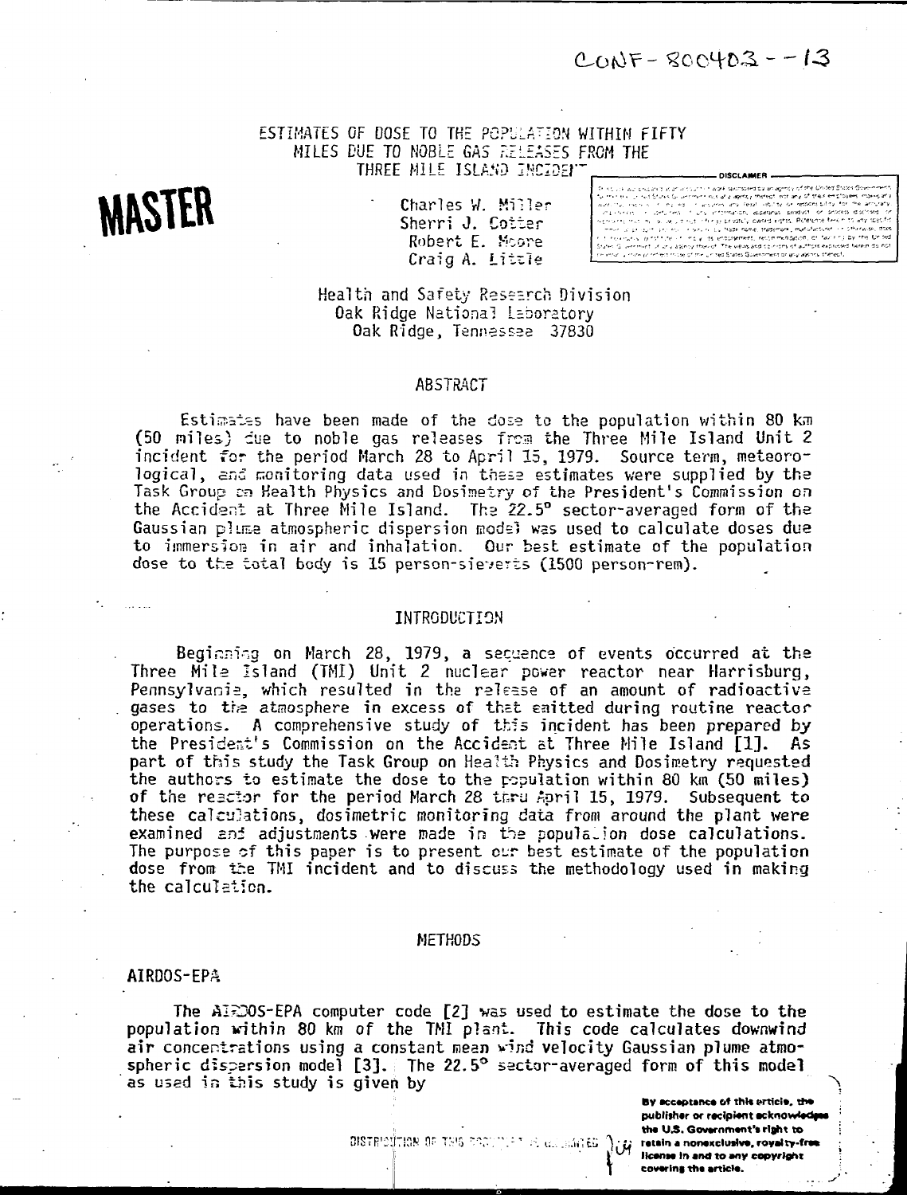CONF-800403--13

# ESTIMATES OF DOSE TO THE POPULATION WITHIN FIFTY MILES DUE TO NOBLE GAS RELEASES FROM THE THREE MILE ISLAND INCIDENT

**MASTER**

Charles W. Miller
Sherri J. Cotter
Robert E. Moore
Craig A. Little

Health and Safety Research Division
Oak Ridge National Laboratory
Oak Ridge, Tennessee 37830

## ABSTRACT

Estimates have been made of the dose to the population within 80 km (50 miles) due to noble gas releases from the Three Mile Island Unit 2 incident for the period March 28 to April 15, 1979. Source term, meteorological, and monitoring data used in these estimates were supplied by the Task Group on Health Physics and Dosimetry of the President's Commission on the Accident at Three Mile Island. The 22.5° sector-averaged form of the Gaussian plume atmospheric dispersion model was used to calculate doses due to immersion in air and inhalation. Our best estimate of the population dose to the total body is 15 person-sieverts (1500 person-rem).

## INTRODUCTION

Beginning on March 28, 1979, a sequence of events occurred at the Three Mile Island (TMI) Unit 2 nuclear power reactor near Harrisburg, Pennsylvania, which resulted in the release of an amount of radioactive gases to the atmosphere in excess of that emitted during routine reactor operations. A comprehensive study of this incident has been prepared by the President's Commission on the Accident at Three Mile Island [1]. As part of this study the Task Group on Health Physics and Dosimetry requested the authors to estimate the dose to the population within 80 km (50 miles) of the reactor for the period March 28 thru April 15, 1979. Subsequent to these calculations, dosimetric monitoring data from around the plant were examined and adjustments were made in the population dose calculations. The purpose of this paper is to present our best estimate of the population dose from the TMI incident and to discuss the methodology used in making the calculation.

## METHODS

### AIRDOS-EPA

The AIRDOS-EPA computer code [2] was used to estimate the dose to the population within 80 km of the TMI plant. This code calculates downwind air concentrations using a constant mean wind velocity Gaussian plume atmospheric dispersion model [3]. The 22.5° sector-averaged form of this model as used in this study is given by

By acceptance of this article, the publisher or recipient acknowledges the U.S. Government's right to retain a nonexclusive, royalty-free license in and to any copyright covering the article.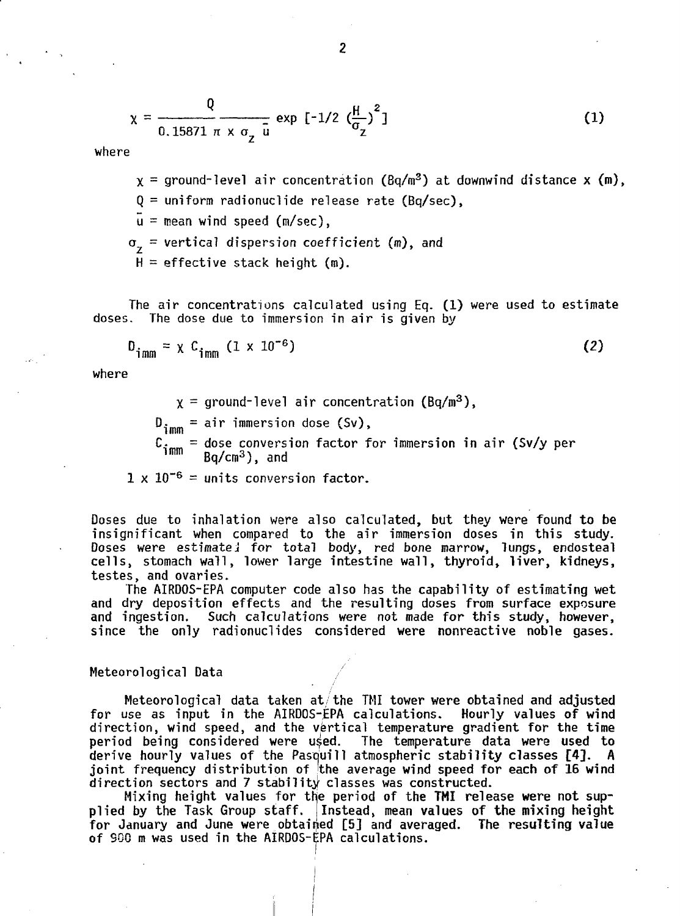$$\chi = \frac{Q}{0.15871\ \pi\ x\ \sigma_z\ \bar{u}} \exp\ [-1/2\ (\frac{H}{\sigma_z})^2] \tag{1}$$

where

$\chi$ = ground-level air concentration ($Bq/m^3$) at downwind distance x (m),

Q = uniform radionuclide release rate (Bq/sec),

$\bar{u}$ = mean wind speed (m/sec),

$\sigma_z$ = vertical dispersion coefficient (m), and

H = effective stack height (m).

The air concentrations calculated using Eq. (1) were used to estimate doses. The dose due to immersion in air is given by

$$D_{imm} = \chi\ C_{imm}\ (1 \times 10^{-6}) \tag{2}$$

where

$\chi$ = ground-level air concentration ($Bq/m^3$),

$D_{imm}$ = air immersion dose (Sv),

$C_{imm}$ = dose conversion factor for immersion in air (Sv/y per $Bq/cm^3$), and

$1 \times 10^{-6}$ = units conversion factor.

Doses due to inhalation were also calculated, but they were found to be insignificant when compared to the air immersion doses in this study. Doses were estimated for total body, red bone marrow, lungs, endosteal cells, stomach wall, lower large intestine wall, thyroid, liver, kidneys, testes, and ovaries.

The AIRDOS-EPA computer code also has the capability of estimating wet and dry deposition effects and the resulting doses from surface exposure and ingestion. Such calculations were not made for this study, however, since the only radionuclides considered were nonreactive noble gases.

## Meteorological Data

Meteorological data taken at the TMI tower were obtained and adjusted for use as input in the AIRDOS-EPA calculations. Hourly values of wind direction, wind speed, and the vertical temperature gradient for the time period being considered were used. The temperature data were used to derive hourly values of the Pasquill atmospheric stability classes [4]. A joint frequency distribution of the average wind speed for each of 16 wind direction sectors and 7 stability classes was constructed.

Mixing height values for the period of the TMI release were not supplied by the Task Group staff. Instead, mean values of the mixing height for January and June were obtained [5] and averaged. The resulting value of 900 m was used in the AIRDOS-EPA calculations.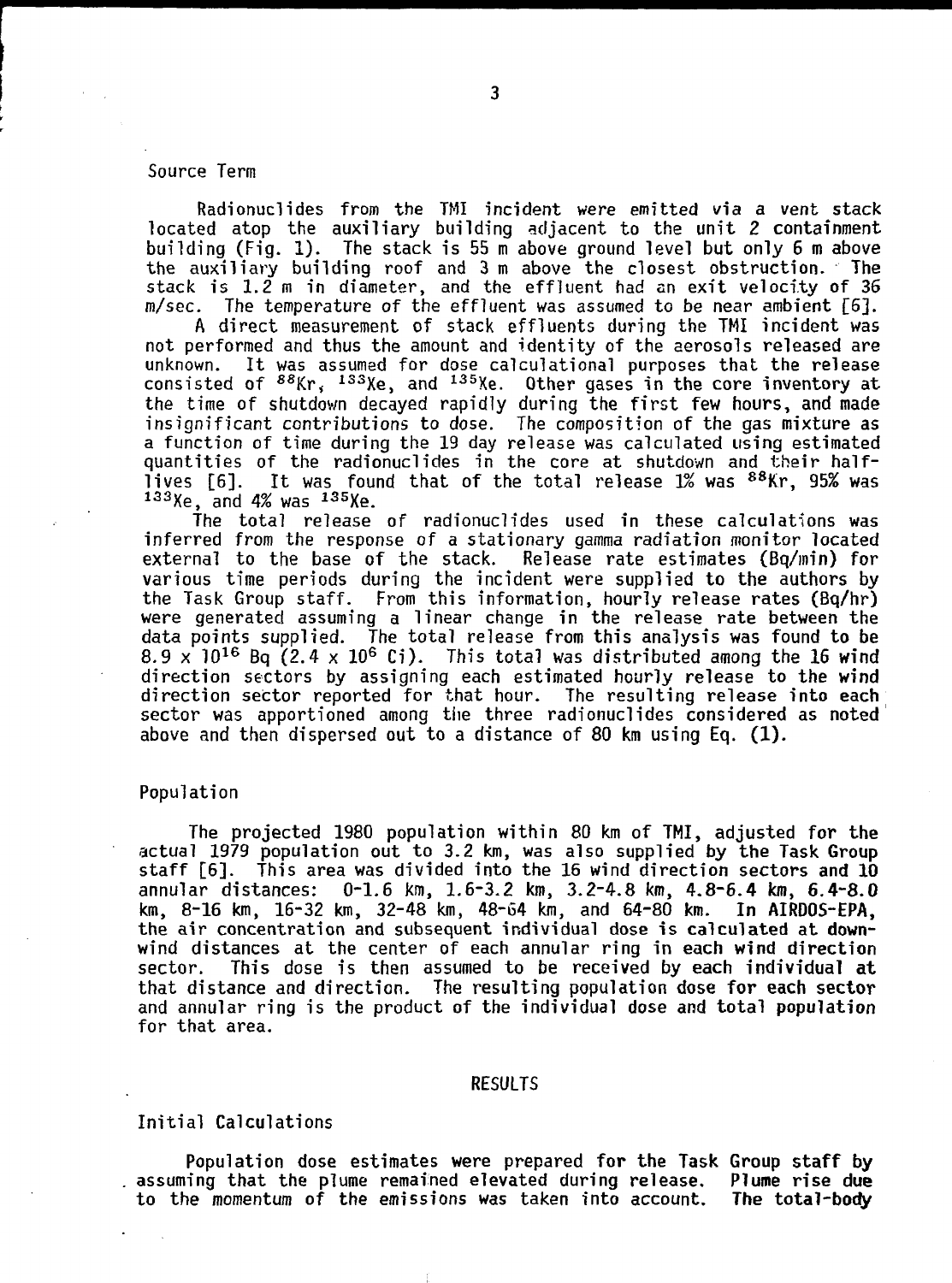### Source Term

Radionuclides from the TMI incident were emitted via a vent stack located atop the auxiliary building adjacent to the unit 2 containment building (Fig. 1). The stack is 55 m above ground level but only 6 m above the auxiliary building roof and 3 m above the closest obstruction. The stack is 1.2 m in diameter, and the effluent had an exit velocity of 36 m/sec. The temperature of the effluent was assumed to be near ambient [6].

A direct measurement of stack effluents during the TMI incident was not performed and thus the amount and identity of the aerosols released are unknown. It was assumed for dose calculational purposes that the release consisted of $^{88}Kr$, $^{133}Xe$, and $^{135}Xe$. Other gases in the core inventory at the time of shutdown decayed rapidly during the first few hours, and made insignificant contributions to dose. The composition of the gas mixture as a function of time during the 19 day release was calculated using estimated quantities of the radionuclides in the core at shutdown and their half-lives [6]. It was found that of the total release 1% was $^{88}Kr$, 95% was $^{133}Xe$, and 4% was $^{135}Xe$.

The total release of radionuclides used in these calculations was inferred from the response of a stationary gamma radiation monitor located external to the base of the stack. Release rate estimates (Bq/min) for various time periods during the incident were supplied to the authors by the Task Group staff. From this information, hourly release rates (Bq/hr) were generated assuming a linear change in the release rate between the data points supplied. The total release from this analysis was found to be $8.9 \times 10^{16}$ Bq ($2.4 \times 10^{6}$ Ci). This total was distributed among the 16 wind direction sectors by assigning each estimated hourly release to the wind direction sector reported for that hour. The resulting release into each sector was apportioned among the three radionuclides considered as noted above and then dispersed out to a distance of 80 km using Eq. (1).

### Population

The projected 1980 population within 80 km of TMI, adjusted for the actual 1979 population out to 3.2 km, was also supplied by the Task Group staff [6]. This area was divided into the 16 wind direction sectors and 10 annular distances: 0-1.6 km, 1.6-3.2 km, 3.2-4.8 km, 4.8-6.4 km, 6.4-8.0 km, 8-16 km, 16-32 km, 32-48 km, 48-64 km, and 64-80 km. In AIRDOS-EPA, the air concentration and subsequent individual dose is calculated at downwind distances at the center of each annular ring in each wind direction sector. This dose is then assumed to be received by each individual at that distance and direction. The resulting population dose for each sector and annular ring is the product of the individual dose and total population for that area.

## RESULTS

### Initial Calculations

Population dose estimates were prepared for the Task Group staff by assuming that the plume remained elevated during release. Plume rise due to the momentum of the emissions was taken into account. The total-body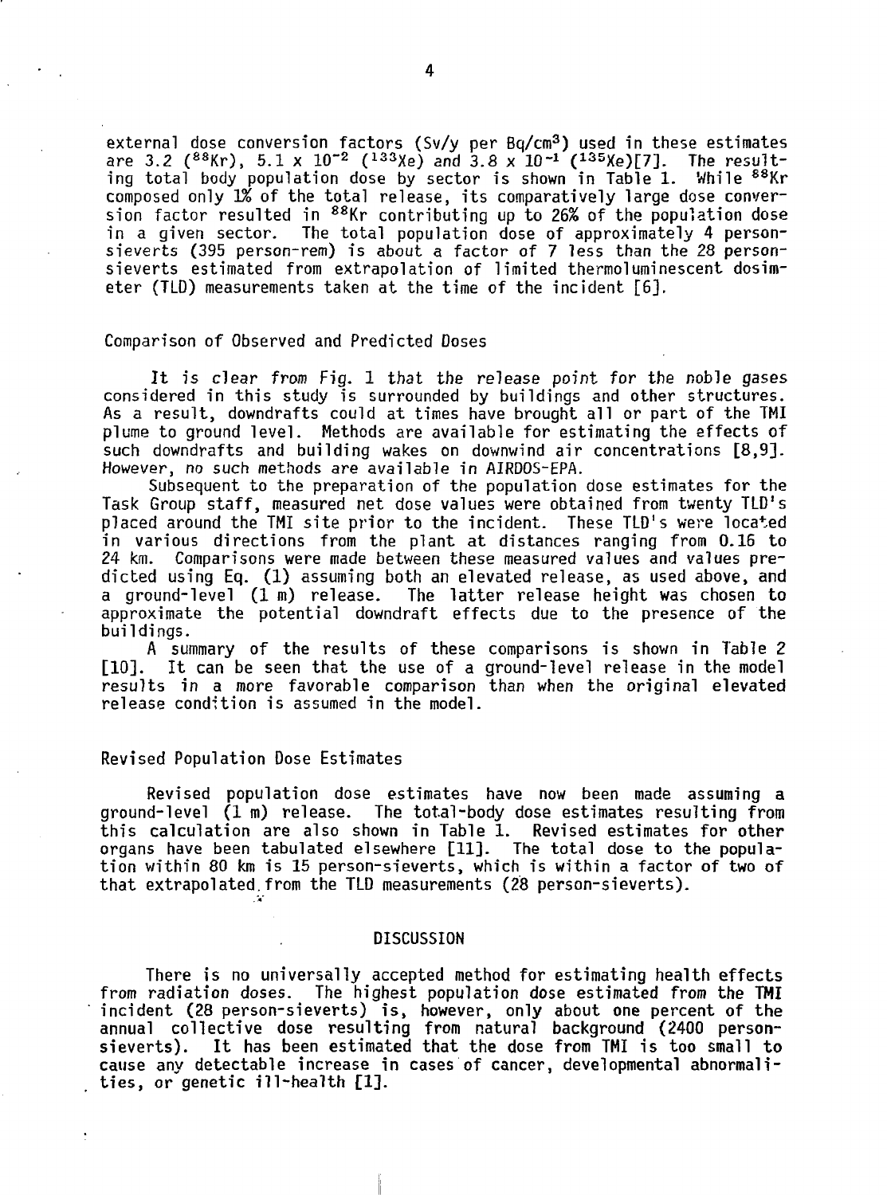external dose conversion factors (Sv/y per Bq/cm$^3$) used in these estimates are 3.2 ($^{88}$Kr), $5.1 \times 10^{-2}$ ($^{133}$Xe) and $3.8 \times 10^{-1}$ ($^{135}$Xe)[7]. The resulting total body population dose by sector is shown in Table 1. While $^{88}$Kr composed only 1% of the total release, its comparatively large dose conversion factor resulted in $^{88}$Kr contributing up to 26% of the population dose in a given sector. The total population dose of approximately 4 person-sieverts (395 person-rem) is about a factor of 7 less than the 28 person-sieverts estimated from extrapolation of limited thermoluminescent dosimeter (TLD) measurements taken at the time of the incident [6].

## Comparison of Observed and Predicted Doses

It is clear from Fig. 1 that the release point for the noble gases considered in this study is surrounded by buildings and other structures. As a result, downdrafts could at times have brought all or part of the TMI plume to ground level. Methods are available for estimating the effects of such downdrafts and building wakes on downwind air concentrations [8,9]. However, no such methods are available in AIRDOS-EPA.

Subsequent to the preparation of the population dose estimates for the Task Group staff, measured net dose values were obtained from twenty TLD's placed around the TMI site prior to the incident. These TLD's were located in various directions from the plant at distances ranging from 0.16 to 24 km. Comparisons were made between these measured values and values predicted using Eq. (1) assuming both an elevated release, as used above, and a ground-level (1 m) release. The latter release height was chosen to approximate the potential downdraft effects due to the presence of the buildings.

A summary of the results of these comparisons is shown in Table 2 [10]. It can be seen that the use of a ground-level release in the model results in a more favorable comparison than when the original elevated release condition is assumed in the model.

## Revised Population Dose Estimates

Revised population dose estimates have now been made assuming a ground-level (1 m) release. The total-body dose estimates resulting from this calculation are also shown in Table 1. Revised estimates for other organs have been tabulated elsewhere [11]. The total dose to the population within 80 km is 15 person-sieverts, which is within a factor of two of that extrapolated from the TLD measurements (28 person-sieverts).

# DISCUSSION

There is no universally accepted method for estimating health effects from radiation doses. The highest population dose estimated from the TMI incident (28 person-sieverts) is, however, only about one percent of the annual collective dose resulting from natural background (2400 person-sieverts). It has been estimated that the dose from TMI is too small to cause any detectable increase in cases of cancer, developmental abnormalities, or genetic ill-health [1].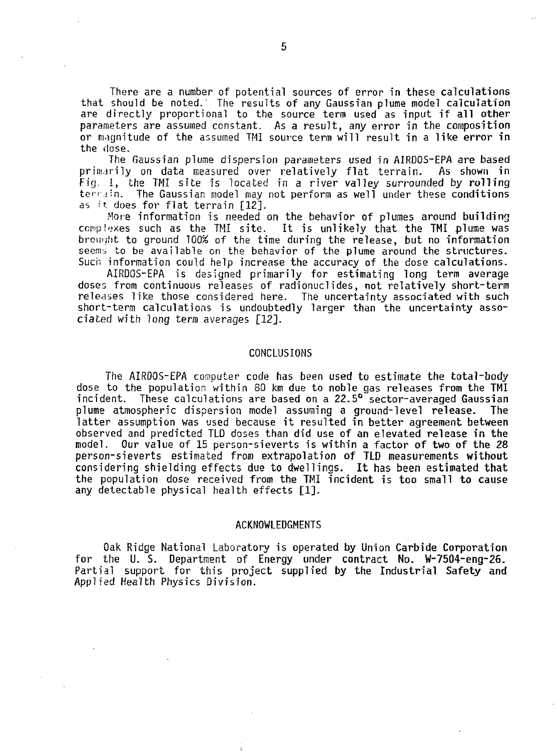There are a number of potential sources of error in these calculations that should be noted. The results of any Gaussian plume model calculation are directly proportional to the source term used as input if all other parameters are assumed constant. As a result, any error in the composition or magnitude of the assumed TMI source term will result in a like error in the dose.

The Gaussian plume dispersion parameters used in AIRDOS-EPA are based primarily on data measured over relatively flat terrain. As shown in Fig. 1, the TMI site is located in a river valley surrounded by rolling terrain. The Gaussian model may not perform as well under these conditions as it does for flat terrain [12].

More information is needed on the behavior of plumes around building complexes such as the TMI site. It is unlikely that the TMI plume was brought to ground 100% of the time during the release, but no information seems to be available on the behavior of the plume around the structures. Such information could help increase the accuracy of the dose calculations.

AIRDOS-EPA is designed primarily for estimating long term average doses from continuous releases of radionuclides, not relatively short-term releases like those considered here. The uncertainty associated with such short-term calculations is undoubtedly larger than the uncertainty associated with long term averages [12].

## CONCLUSIONS

The AIRDOS-EPA computer code has been used to estimate the total-body dose to the population within 80 km due to noble gas releases from the TMI incident. These calculations are based on a 22.5° sector-averaged Gaussian plume atmospheric dispersion model assuming a ground-level release. The latter assumption was used because it resulted in better agreement between observed and predicted TLD doses than did use of an elevated release in the model. Our value of 15 person-sieverts is within a factor of two of the 28 person-sieverts estimated from extrapolation of TLD measurements without considering shielding effects due to dwellings. It has been estimated that the population dose received from the TMI incident is too small to cause any detectable physical health effects [1].

## ACKNOWLEDGMENTS

Oak Ridge National Laboratory is operated by Union Carbide Corporation for the U. S. Department of Energy under contract No. W-7504-eng-26. Partial support for this project supplied by the Industrial Safety and Applied Health Physics Division.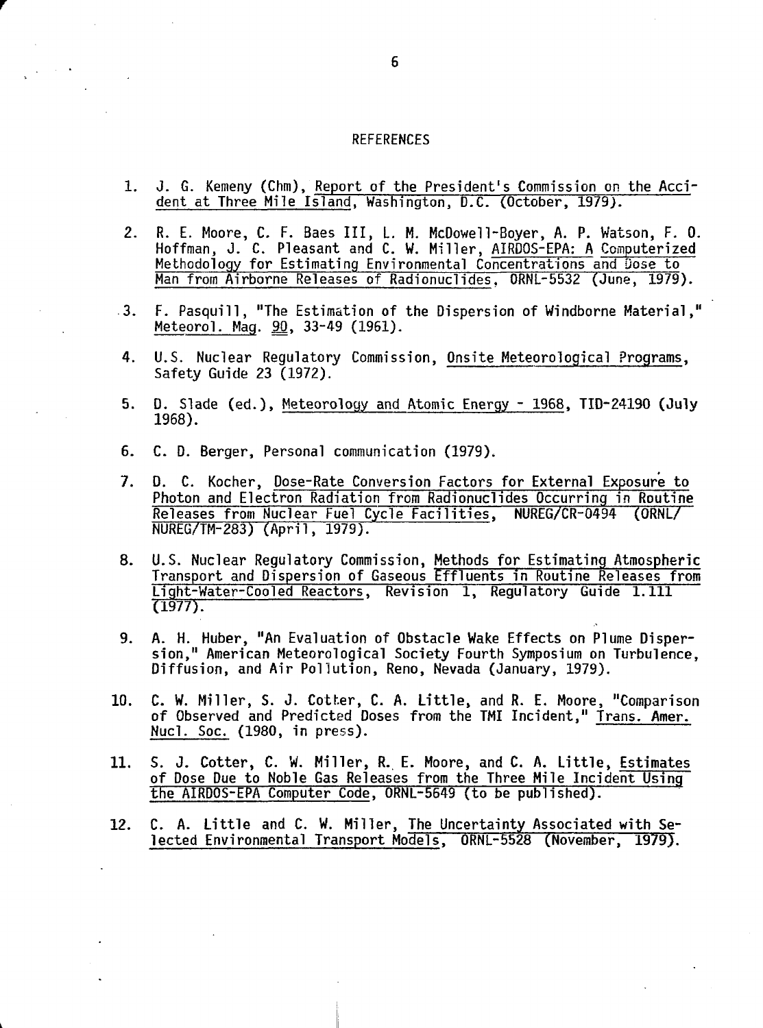## REFERENCES

1. J. G. Kemeny (Chm), Report of the President's Commission on the Accident at Three Mile Island, Washington, D.C. (October, 1979).

2. R. E. Moore, C. F. Baes III, L. M. McDowell-Boyer, A. P. Watson, F. O. Hoffman, J. C. Pleasant and C. W. Miller, AIRDOS-EPA: A Computerized Methodology for Estimating Environmental Concentrations and Dose to Man from Airborne Releases of Radionuclides, ORNL-5532 (June, 1979).

3. F. Pasquill, "The Estimation of the Dispersion of Windborne Material," Meteorol. Mag. 90, 33-49 (1961).

4. U.S. Nuclear Regulatory Commission, Onsite Meteorological Programs, Safety Guide 23 (1972).

5. D. Slade (ed.), Meteorology and Atomic Energy - 1968, TID-24190 (July 1968).

6. C. D. Berger, Personal communication (1979).

7. D. C. Kocher, Dose-Rate Conversion Factors for External Exposure to Photon and Electron Radiation from Radionuclides Occurring in Routine Releases from Nuclear Fuel Cycle Facilities, NUREG/CR-0494 (ORNL/NUREG/TM-283) (April, 1979).

8. U.S. Nuclear Regulatory Commission, Methods for Estimating Atmospheric Transport and Dispersion of Gaseous Effluents in Routine Releases from Light-Water-Cooled Reactors, Revision 1, Regulatory Guide 1.111 (1977).

9. A. H. Huber, "An Evaluation of Obstacle Wake Effects on Plume Dispersion," American Meteorological Society Fourth Symposium on Turbulence, Diffusion, and Air Pollution, Reno, Nevada (January, 1979).

10. C. W. Miller, S. J. Cotter, C. A. Little, and R. E. Moore, "Comparison of Observed and Predicted Doses from the TMI Incident," Trans. Amer. Nucl. Soc. (1980, in press).

11. S. J. Cotter, C. W. Miller, R. E. Moore, and C. A. Little, Estimates of Dose Due to Noble Gas Releases from the Three Mile Incident Using the AIRDOS-EPA Computer Code, ORNL-5649 (to be published).

12. C. A. Little and C. W. Miller, The Uncertainty Associated with Selected Environmental Transport Models, ORNL-5528 (November, 1979).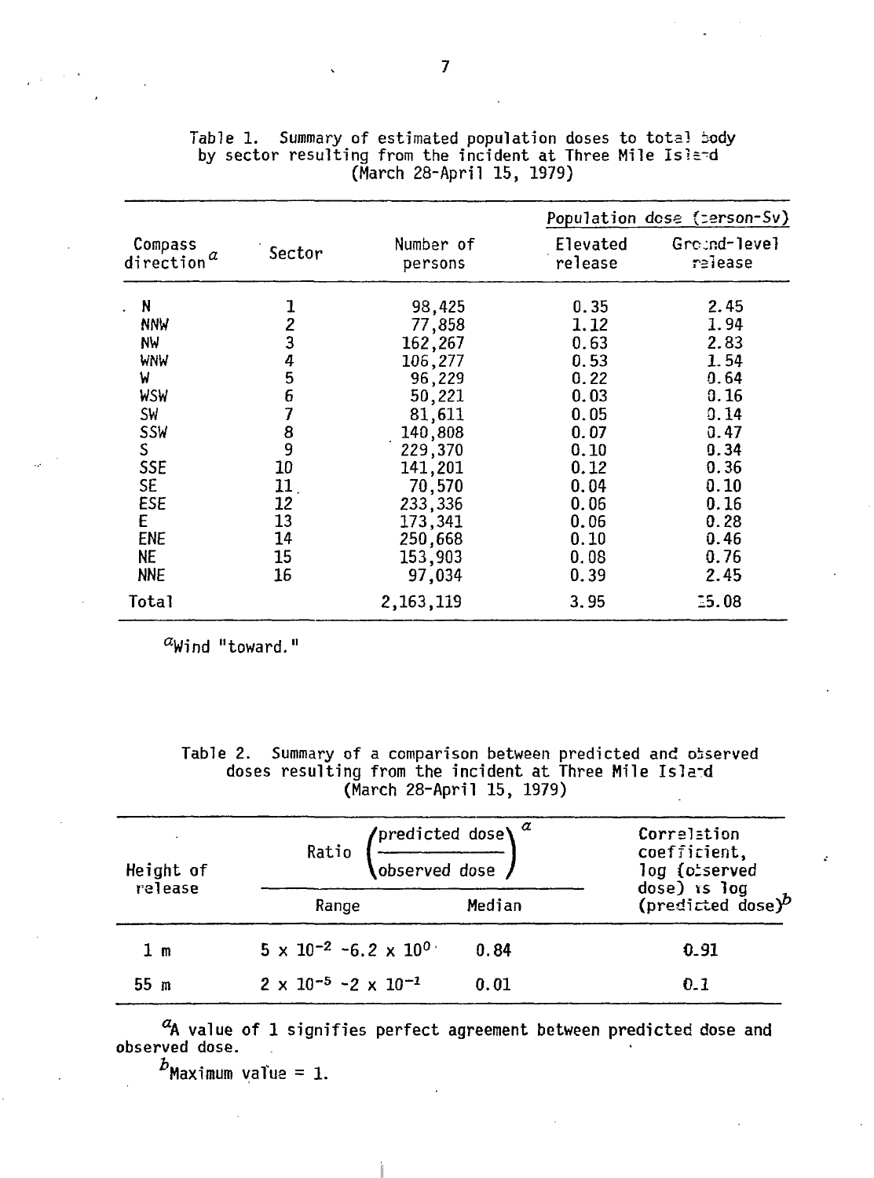Table 1. Summary of estimated population doses to total body by sector resulting from the incident at Three Mile Island (March 28-April 15, 1979)

| Compass direction[a] | Sector | Number of persons | Population dose (person-Sv) | |
|---|---|---|---|---|
| | | | Elevated release | Ground-level release |
| N | 1 | 98,425 | 0.35 | 2.45 |
| NNW | 2 | 77,858 | 1.12 | 1.94 |
| NW | 3 | 162,267 | 0.63 | 2.83 |
| WNW | 4 | 106,277 | 0.53 | 1.54 |
| W | 5 | 96,229 | 0.22 | 0.64 |
| WSW | 6 | 50,221 | 0.03 | 0.16 |
| SW | 7 | 81,611 | 0.05 | 0.14 |
| SSW | 8 | 140,808 | 0.07 | 0.47 |
| S | 9 | 229,370 | 0.10 | 0.34 |
| SSE | 10 | 141,201 | 0.12 | 0.36 |
| SE | 11 | 70,570 | 0.04 | 0.10 |
| ESE | 12 | 233,336 | 0.06 | 0.16 |
| E | 13 | 173,341 | 0.06 | 0.28 |
| ENE | 14 | 250,668 | 0.10 | 0.46 |
| NE | 15 | 153,903 | 0.08 | 0.76 |
| NNE | 16 | 97,034 | 0.39 | 2.45 |
| Total | | 2,163,119 | 3.95 | 15.08 |

[a]Wind "toward."

Table 2. Summary of a comparison between predicted and observed doses resulting from the incident at Three Mile Island (March 28-April 15, 1979)

| Height of release | Ratio $\left(\frac{\text{predicted dose}}{\text{observed dose}}\right)^{a}$ | | Correlation coefficient, log (observed dose) vs log (predicted dose)[b] |
|---|---|---|---|
| | Range | Median | |
| 1 m | $5 \times 10^{-2}$ - $6.2 \times 10^{0}$ | 0.84 | 0.91 |
| 55 m | $2 \times 10^{-5}$ - $2 \times 10^{-1}$ | 0.01 | 0.1 |

[a]A value of 1 signifies perfect agreement between predicted dose and observed dose.

[b]Maximum value = 1.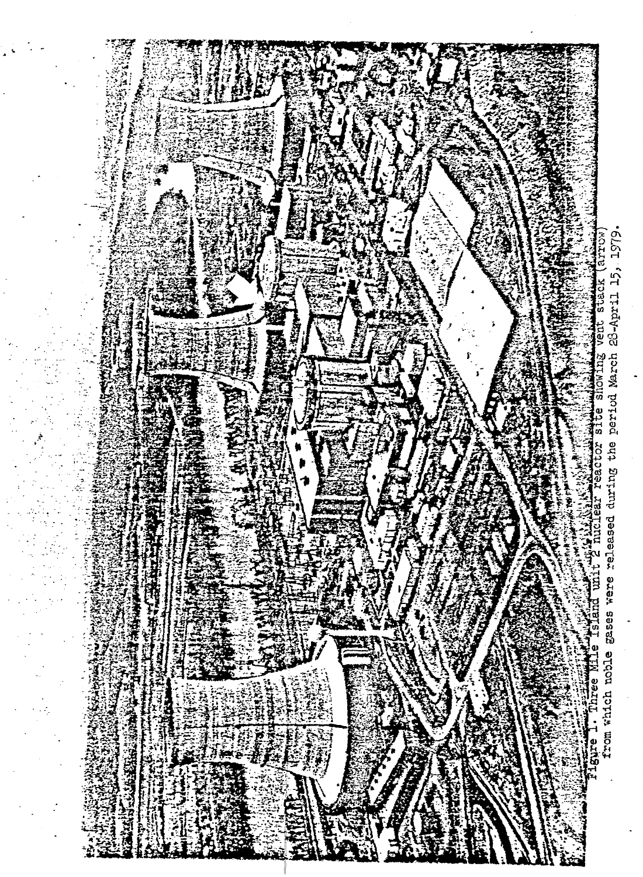Figure 1. Three Mile Island unit 2 nuclear reactor site showing vent stack (arrow) from which noble gases were released during the period March 28-April 15, 1979.